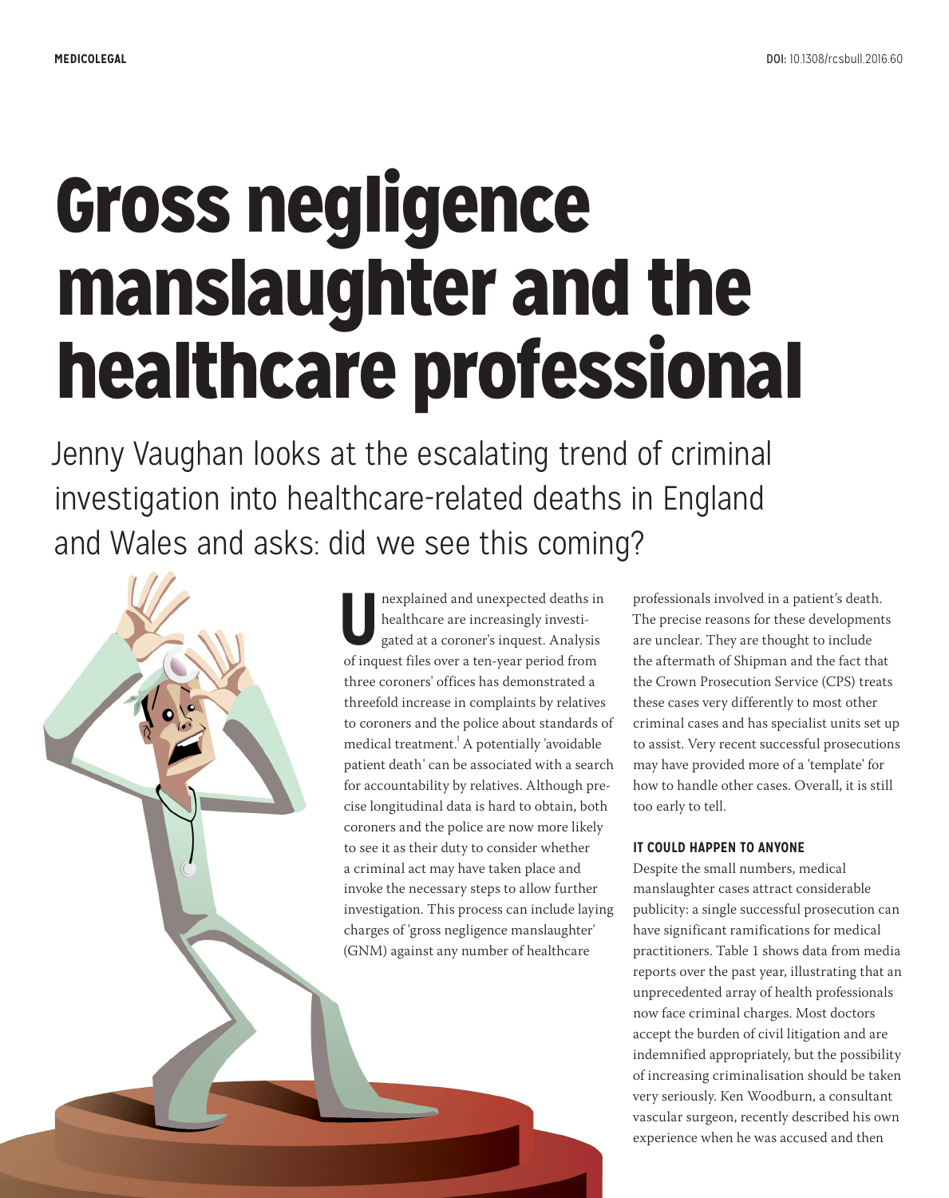MEDICOLEGAL

DOI: 10.1308/rcsbull.2016.60

# Gross negligence manslaughter and the healthcare professional

Jenny Vaughan looks at the escalating trend of criminal investigation into healthcare-related deaths in England and Wales and asks: did we see this coming?

Unexplained and unexpected deaths in healthcare are increasingly investigated at a coroner's inquest. Analysis of inquest files over a ten-year period from three coroners' offices has demonstrated a threefold increase in complaints by relatives to coroners and the police about standards of medical treatment.[1] A potentially 'avoidable patient death' can be associated with a search for accountability by relatives. Although precise longitudinal data is hard to obtain, both coroners and the police are now more likely to see it as their duty to consider whether a criminal act may have taken place and invoke the necessary steps to allow further investigation. This process can include laying charges of 'gross negligence manslaughter' (GNM) against any number of healthcare professionals involved in a patient's death. The precise reasons for these developments are unclear. They are thought to include the aftermath of Shipman and the fact that the Crown Prosecution Service (CPS) treats these cases very differently to most other criminal cases and has specialist units set up to assist. Very recent successful prosecutions may have provided more of a 'template' for how to handle other cases. Overall, it is still too early to tell.

### IT COULD HAPPEN TO ANYONE

Despite the small numbers, medical manslaughter cases attract considerable publicity: a single successful prosecution can have significant ramifications for medical practitioners. Table 1 shows data from media reports over the past year, illustrating that an unprecedented array of health professionals now face criminal charges. Most doctors accept the burden of civil litigation and are indemnified appropriately, but the possibility of increasing criminalisation should be taken very seriously. Ken Woodburn, a consultant vascular surgeon, recently described his own experience when he was accused and then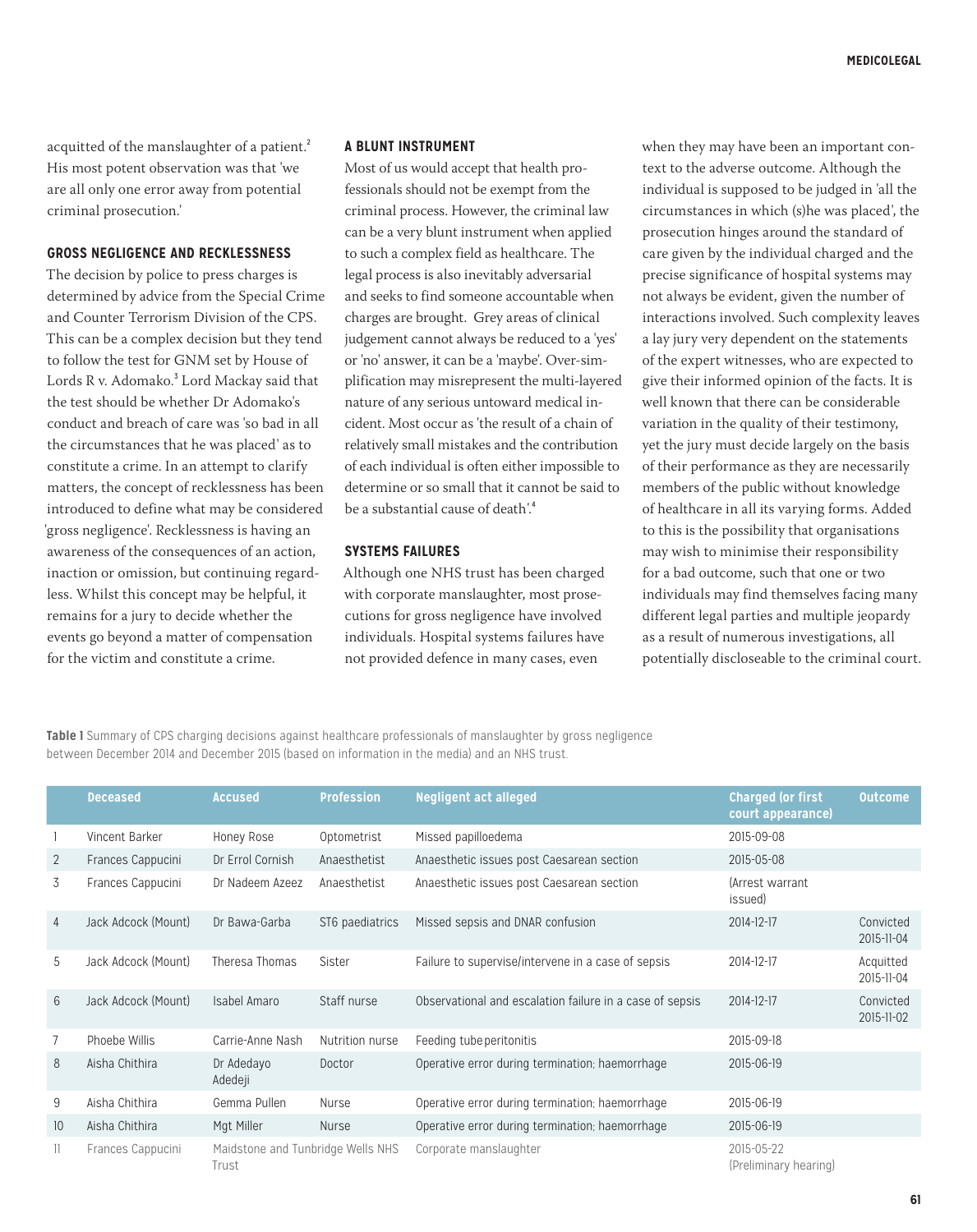acquitted of the manslaughter of a patient.[2] His most potent observation was that 'we are all only one error away from potential criminal prosecution.'

## GROSS NEGLIGENCE AND RECKLESSNESS

The decision by police to press charges is determined by advice from the Special Crime and Counter Terrorism Division of the CPS. This can be a complex decision but they tend to follow the test for GNM set by House of Lords R v. Adomako.[3] Lord Mackay said that the test should be whether Dr Adomako's conduct and breach of care was 'so bad in all the circumstances that he was placed' as to constitute a crime. In an attempt to clarify matters, the concept of recklessness has been introduced to define what may be considered 'gross negligence'. Recklessness is having an awareness of the consequences of an action, inaction or omission, but continuing regardless. Whilst this concept may be helpful, it remains for a jury to decide whether the events go beyond a matter of compensation for the victim and constitute a crime.

## A BLUNT INSTRUMENT

Most of us would accept that health professionals should not be exempt from the criminal process. However, the criminal law can be a very blunt instrument when applied to such a complex field as healthcare. The legal process is also inevitably adversarial and seeks to find someone accountable when charges are brought. Grey areas of clinical judgement cannot always be reduced to a 'yes' or 'no' answer, it can be a 'maybe'. Over-simplification may misrepresent the multi-layered nature of any serious untoward medical incident. Most occur as 'the result of a chain of relatively small mistakes and the contribution of each individual is often either impossible to determine or so small that it cannot be said to be a substantial cause of death'.[4]

## SYSTEMS FAILURES

Although one NHS trust has been charged with corporate manslaughter, most prosecutions for gross negligence have involved individuals. Hospital systems failures have not provided defence in many cases, even when they may have been an important context to the adverse outcome. Although the individual is supposed to be judged in 'all the circumstances in which (s)he was placed', the prosecution hinges around the standard of care given by the individual charged and the precise significance of hospital systems may not always be evident, given the number of interactions involved. Such complexity leaves a lay jury very dependent on the statements of the expert witnesses, who are expected to give their informed opinion of the facts. It is well known that there can be considerable variation in the quality of their testimony, yet the jury must decide largely on the basis of their performance as they are necessarily members of the public without knowledge of healthcare in all its varying forms. Added to this is the possibility that organisations may wish to minimise their responsibility for a bad outcome, such that one or two individuals may find themselves facing many different legal parties and multiple jeopardy as a result of numerous investigations, all potentially discloseable to the criminal court.

**Table 1** Summary of CPS charging decisions against healthcare professionals of manslaughter by gross negligence between December 2014 and December 2015 (based on information in the media) and an NHS trust.

| | Deceased | Accused | Profession | Negligent act alleged | Charged (or first court appearance) | Outcome |
|---|---|---|---|---|---|---|
| 1 | Vincent Barker | Honey Rose | Optometrist | Missed papilloedema | 2015-09-08 | |
| 2 | Frances Cappucini | Dr Errol Cornish | Anaesthetist | Anaesthetic issues post Caesarean section | 2015-05-08 | |
| 3 | Frances Cappucini | Dr Nadeem Azeez | Anaesthetist | Anaesthetic issues post Caesarean section | (Arrest warrant issued) | |
| 4 | Jack Adcock (Mount) | Dr Bawa-Garba | ST6 paediatrics | Missed sepsis and DNAR confusion | 2014-12-17 | Convicted 2015-11-04 |
| 5 | Jack Adcock (Mount) | Theresa Thomas | Sister | Failure to supervise/intervene in a case of sepsis | 2014-12-17 | Acquitted 2015-11-04 |
| 6 | Jack Adcock (Mount) | Isabel Amaro | Staff nurse | Observational and escalation failure in a case of sepsis | 2014-12-17 | Convicted 2015-11-02 |
| 7 | Phoebe Willis | Carrie-Anne Nash | Nutrition nurse | Feeding tube peritonitis | 2015-09-18 | |
| 8 | Aisha Chithira | Dr Adedayo Adedeji | Doctor | Operative error during termination; haemorrhage | 2015-06-19 | |
| 9 | Aisha Chithira | Gemma Pullen | Nurse | Operative error during termination; haemorrhage | 2015-06-19 | |
| 10 | Aisha Chithira | Mgt Miller | Nurse | Operative error during termination; haemorrhage | 2015-06-19 | |
| 11 | Frances Cappucini | Maidstone and Tunbridge Wells NHS Trust | | Corporate manslaughter | 2015-05-22 (Preliminary hearing) | |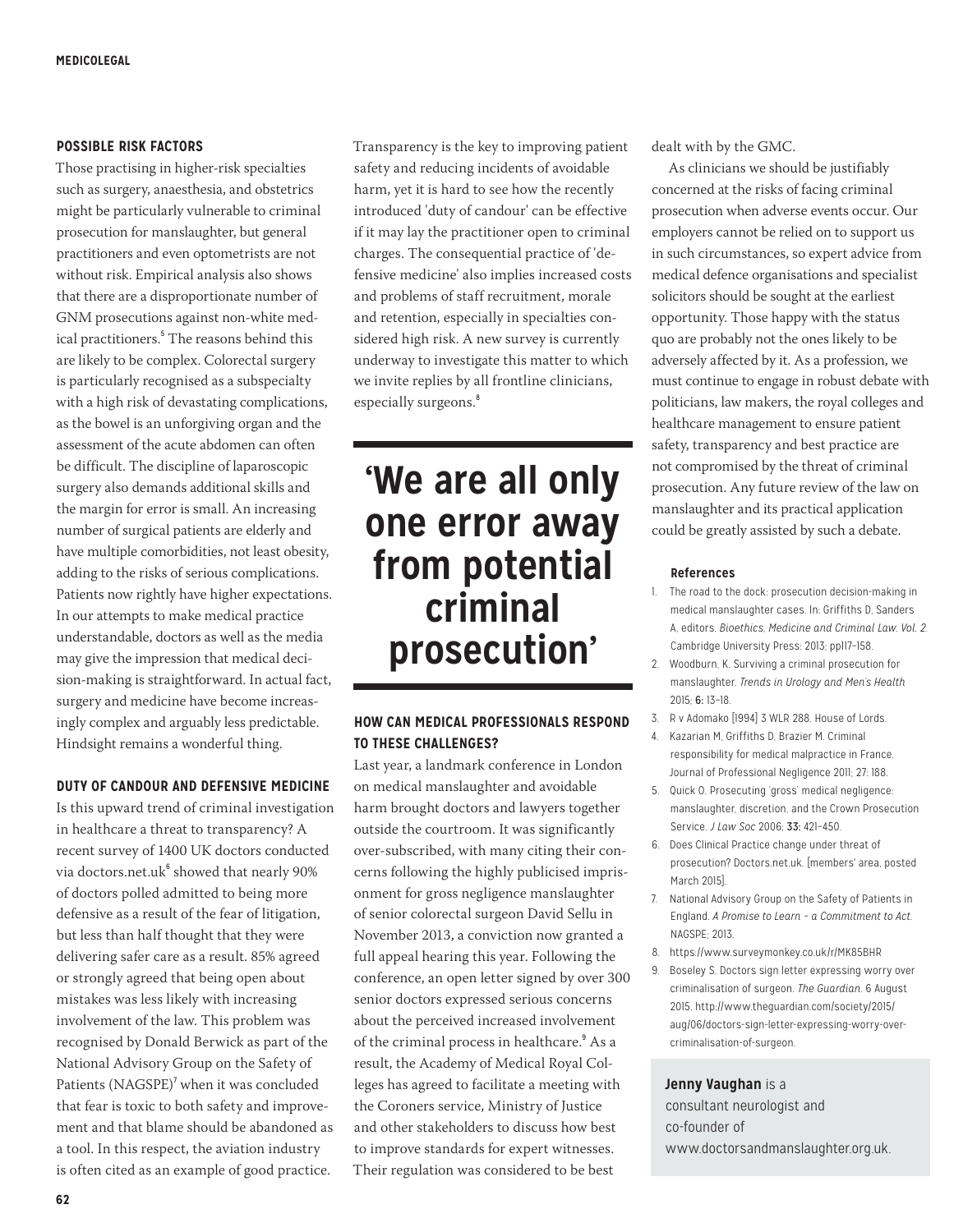### POSSIBLE RISK FACTORS

Those practising in higher-risk specialties such as surgery, anaesthesia, and obstetrics might be particularly vulnerable to criminal prosecution for manslaughter, but general practitioners and even optometrists are not without risk. Empirical analysis also shows that there are a disproportionate number of GNM prosecutions against non-white medical practitioners.[5] The reasons behind this are likely to be complex. Colorectal surgery is particularly recognised as a subspecialty with a high risk of devastating complications, as the bowel is an unforgiving organ and the assessment of the acute abdomen can often be difficult. The discipline of laparoscopic surgery also demands additional skills and the margin for error is small. An increasing number of surgical patients are elderly and have multiple comorbidities, not least obesity, adding to the risks of serious complications. Patients now rightly have higher expectations. In our attempts to make medical practice understandable, doctors as well as the media may give the impression that medical decision-making is straightforward. In actual fact, surgery and medicine have become increasingly complex and arguably less predictable. Hindsight remains a wonderful thing.

### DUTY OF CANDOUR AND DEFENSIVE MEDICINE

Is this upward trend of criminal investigation in healthcare a threat to transparency? A recent survey of 1400 UK doctors conducted via doctors.net.uk[6] showed that nearly 90% of doctors polled admitted to being more defensive as a result of the fear of litigation, but less than half thought that they were delivering safer care as a result. 85% agreed or strongly agreed that being open about mistakes was less likely with increasing involvement of the law. This problem was recognised by Donald Berwick as part of the National Advisory Group on the Safety of Patients (NAGSPE)[7] when it was concluded that fear is toxic to both safety and improvement and that blame should be abandoned as a tool. In this respect, the aviation industry is often cited as an example of good practice. Transparency is the key to improving patient safety and reducing incidents of avoidable harm, yet it is hard to see how the recently introduced 'duty of candour' can be effective if it may lay the practitioner open to criminal charges. The consequential practice of 'defensive medicine' also implies increased costs and problems of staff recruitment, morale and retention, especially in specialties considered high risk. A new survey is currently underway to investigate this matter to which we invite replies by all frontline clinicians, especially surgeons.[8]

> **'We are all only one error away from potential criminal prosecution'**

### HOW CAN MEDICAL PROFESSIONALS RESPOND TO THESE CHALLENGES?

Last year, a landmark conference in London on medical manslaughter and avoidable harm brought doctors and lawyers together outside the courtroom. It was significantly over-subscribed, with many citing their concerns following the highly publicised imprisonment for gross negligence manslaughter of senior colorectal surgeon David Sellu in November 2013, a conviction now granted a full appeal hearing this year. Following the conference, an open letter signed by over 300 senior doctors expressed serious concerns about the perceived increased involvement of the criminal process in healthcare.[9] As a result, the Academy of Medical Royal Colleges has agreed to facilitate a meeting with the Coroners service, Ministry of Justice and other stakeholders to discuss how best to improve standards for expert witnesses. Their regulation was considered to be best dealt with by the GMC.

As clinicians we should be justifiably concerned at the risks of facing criminal prosecution when adverse events occur. Our employers cannot be relied on to support us in such circumstances, so expert advice from medical defence organisations and specialist solicitors should be sought at the earliest opportunity. Those happy with the status quo are probably not the ones likely to be adversely affected by it. As a profession, we must continue to engage in robust debate with politicians, law makers, the royal colleges and healthcare management to ensure patient safety, transparency and best practice are not compromised by the threat of criminal prosecution. Any future review of the law on manslaughter and its practical application could be greatly assisted by such a debate.

#### References

1. The road to the dock: prosecution decision-making in medical manslaughter cases. In: Griffiths D, Sanders A, editors. *Bioethics, Medicine and Criminal Law. Vol. 2.* Cambridge University Press: 2013; pp117–158.
2. Woodburn, K. Surviving a criminal prosecution for manslaughter. *Trends in Urology and Men's Health* 2015; **6:** 13–18.
3. R v Adomako [1994] 3 WLR 288. House of Lords.
4. Kazarian M, Griffiths D, Brazier M. Criminal responsibility for medical malpractice in France. Journal of Professional Negligence 2011; 27: 188.
5. Quick O. Prosecuting 'gross' medical negligence: manslaughter, discretion, and the Crown Prosecution Service. *J Law Soc* 2006; **33:** 421–450.
6. Does Clinical Practice change under threat of prosecution? Doctors.net.uk. [members' area, posted March 2015].
7. National Advisory Group on the Safety of Patients in England. *A Promise to Learn – a Commitment to Act.* NAGSPE; 2013.
8. https://www.surveymonkey.co.uk/r/MK85BHR
9. Boseley S. Doctors sign letter expressing worry over criminalisation of surgeon. *The Guardian*. 6 August 2015. http://www.theguardian.com/society/2015/aug/06/doctors-sign-letter-expressing-worry-over-criminalisation-of-surgeon.

**Jenny Vaughan** is a consultant neurologist and co-founder of www.doctorsandmanslaughter.org.uk.